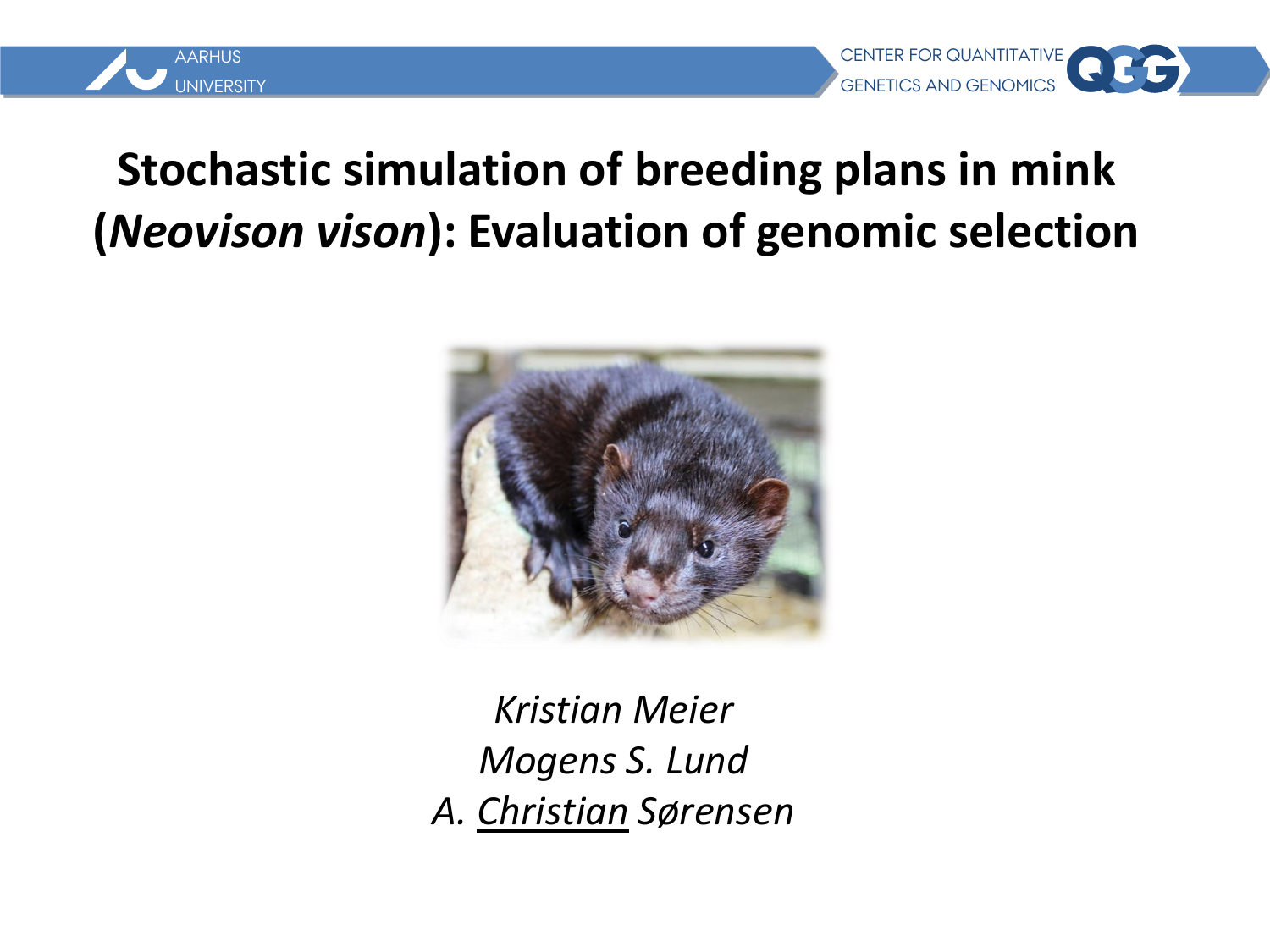AARHUS UNIVERSITY

CENTER FOR QUANTITATIVE GENETICS AND GENOMICS

# Stochastic simulation of breeding plans in mink (*Neovison vison*): Evaluation of genomic selection

*Kristian Meier*
*Mogens S. Lund*
*A. Christian Sørensen*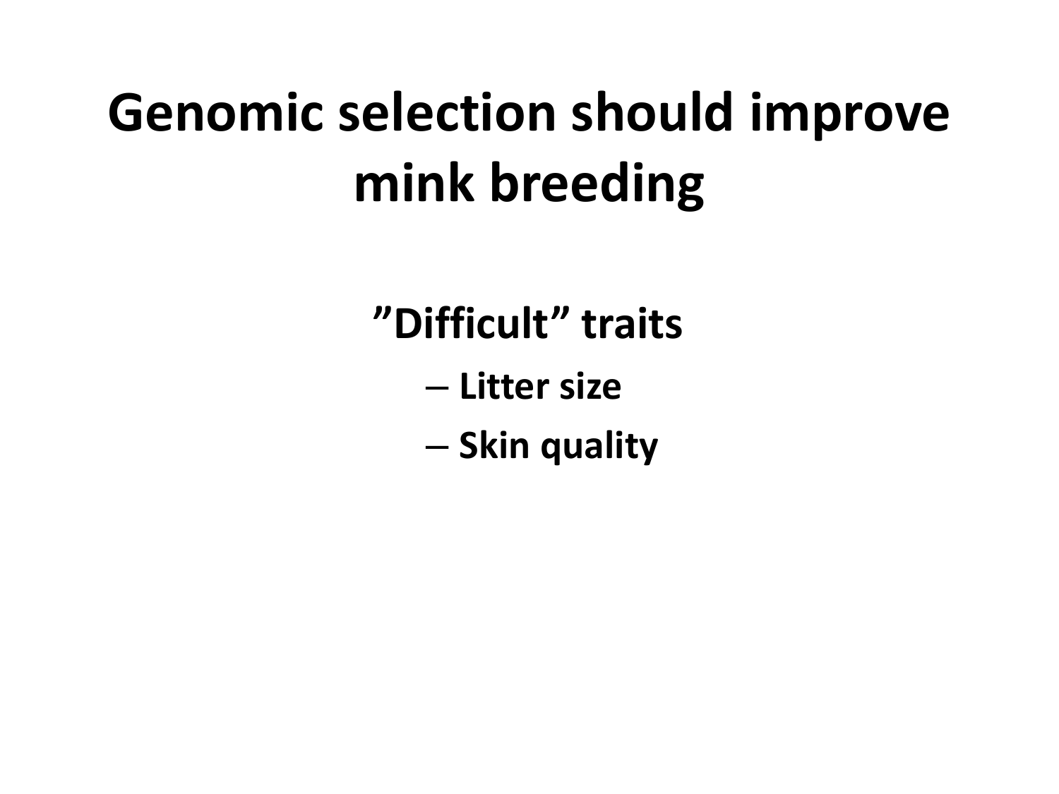# Genomic selection should improve mink breeding

**”Difficult” traits**

- **Litter size**
- **Skin quality**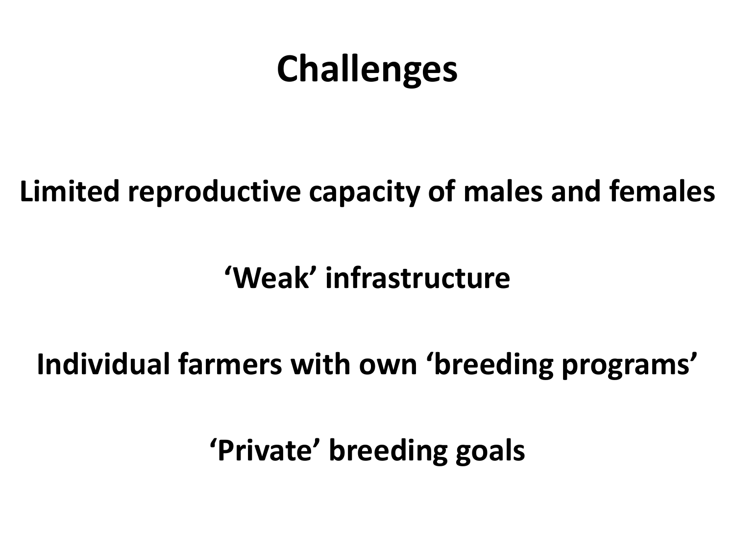# Challenges

**Limited reproductive capacity of males and females**

**‘Weak’ infrastructure**

**Individual farmers with own ‘breeding programs’**

**‘Private’ breeding goals**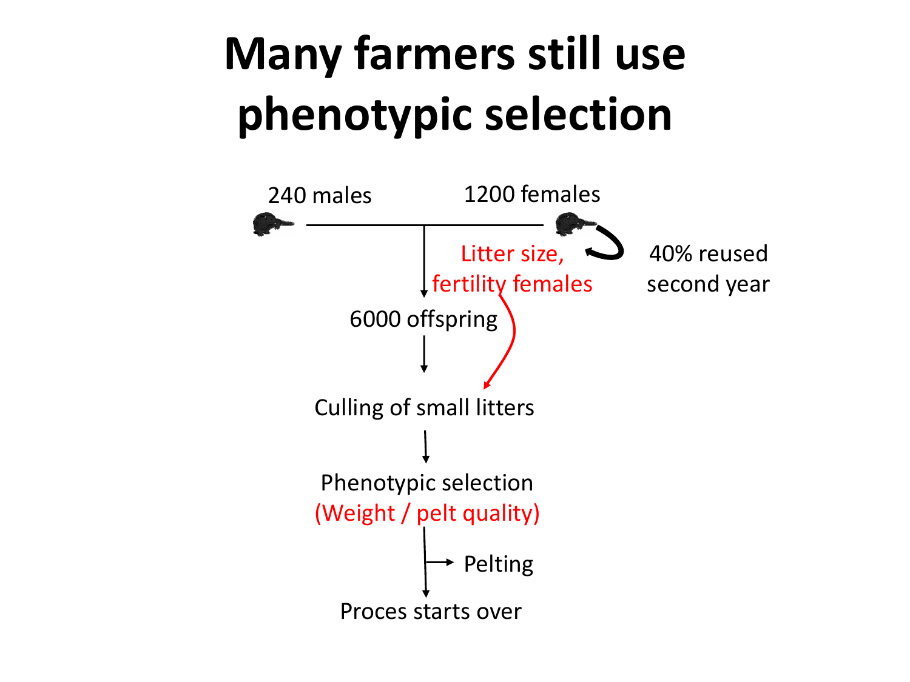# Many farmers still use phenotypic selection

240 males

1200 females

40% reused second year

Litter size, fertility females

6000 offspring

Culling of small litters

Phenotypic selection (Weight / pelt quality)

Pelting

Proces starts over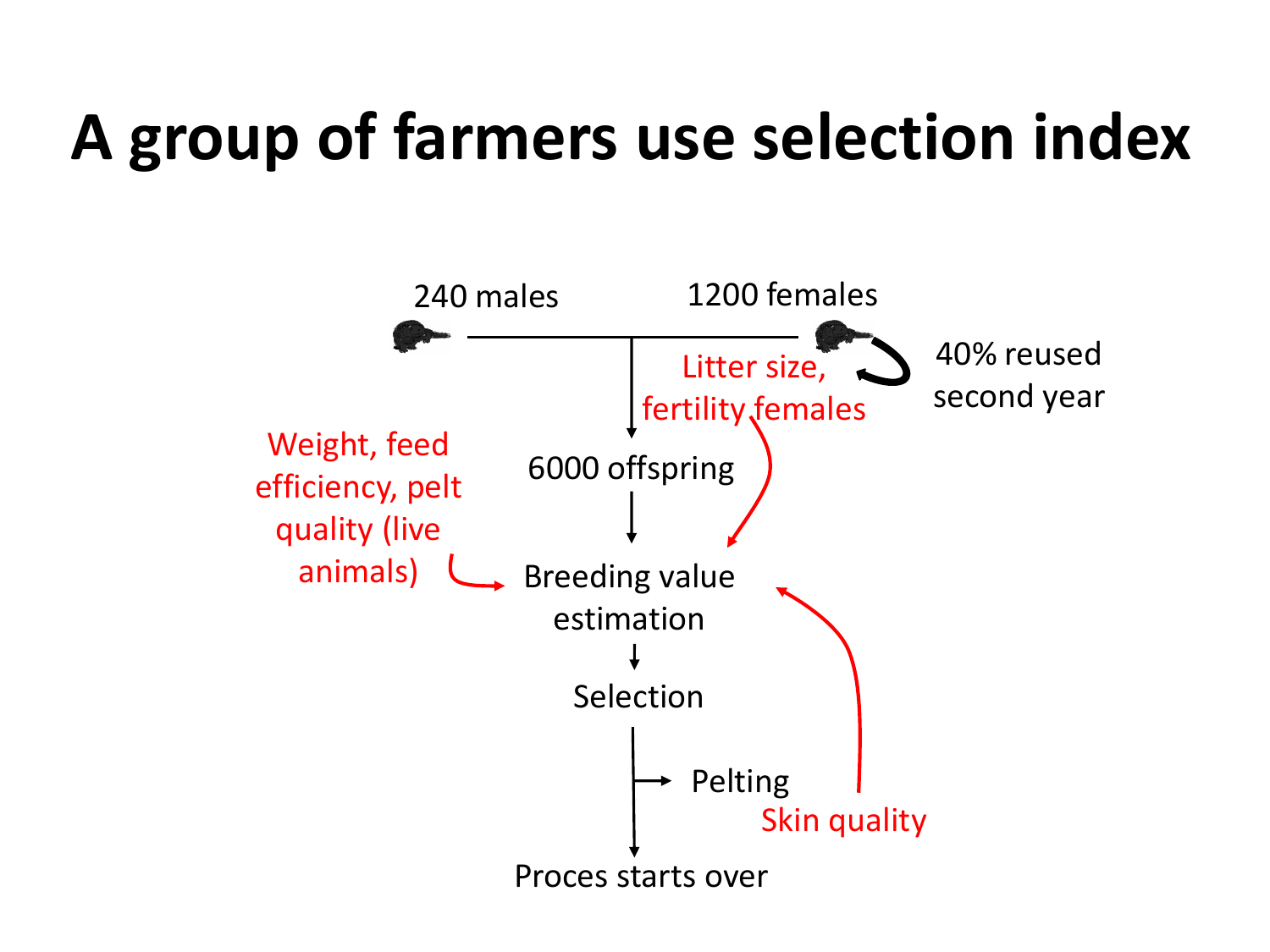# A group of farmers use selection index

240 males

1200 females

40% reused second year

Litter size, fertility females

6000 offspring

Weight, feed efficiency, pelt quality (live animals)

Breeding value estimation

Selection

Pelting

Skin quality

Proces starts over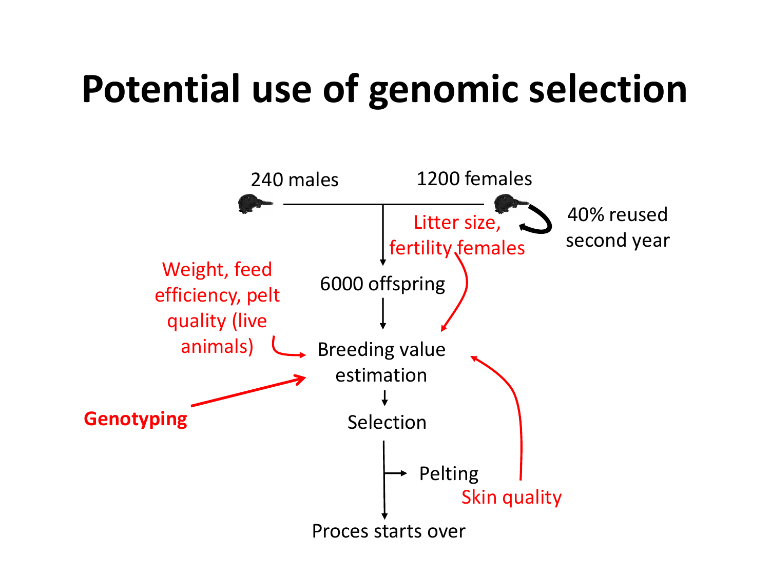# Potential use of genomic selection

240 males

1200 females

40% reused second year

Litter size, fertility females

6000 offspring

Weight, feed efficiency, pelt quality (live animals)

Breeding value estimation

**Genotyping**

Selection

Pelting

Skin quality

Proces starts over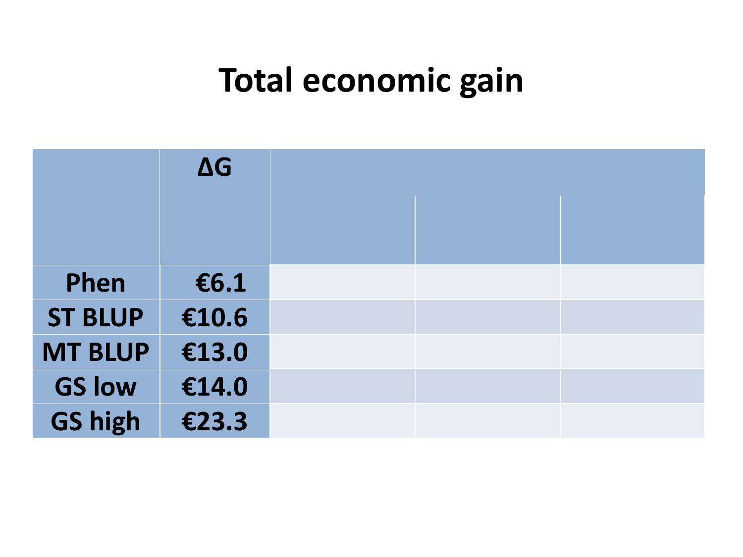# Total economic gain

| | ΔG | | | |
|---|---|---|---|---|
| | | | | |
| Phen | €6.1 | | | |
| ST BLUP | €10.6 | | | |
| MT BLUP | €13.0 | | | |
| GS low | €14.0 | | | |
| GS high | €23.3 | | | |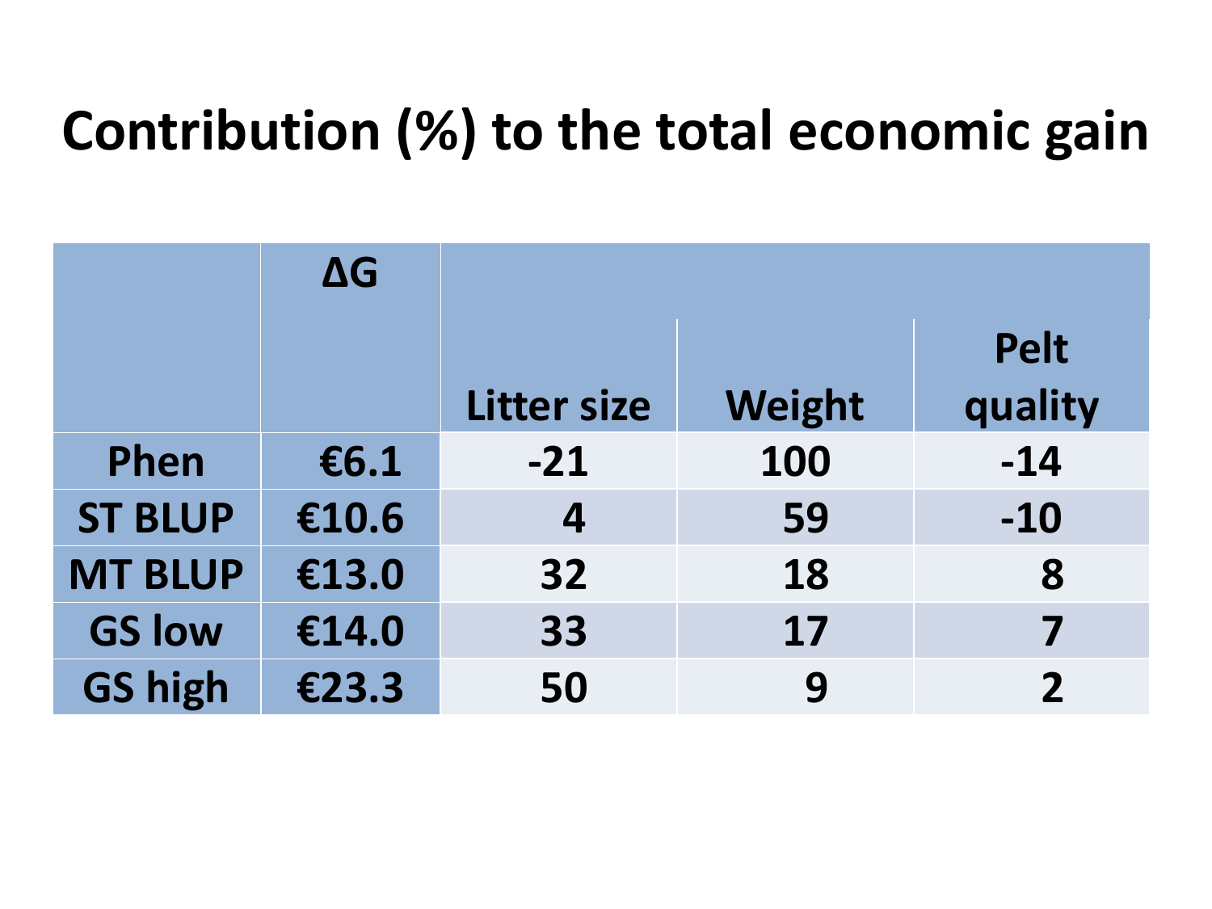# Contribution (%) to the total economic gain

| | ΔG | Litter size | Weight | Pelt quality |
|---|---|---|---|---|
| Phen | €6.1 | -21 | 100 | -14 |
| ST BLUP | €10.6 | 4 | 59 | -10 |
| MT BLUP | €13.0 | 32 | 18 | 8 |
| GS low | €14.0 | 33 | 17 | 7 |
| GS high | €23.3 | 50 | 9 | 2 |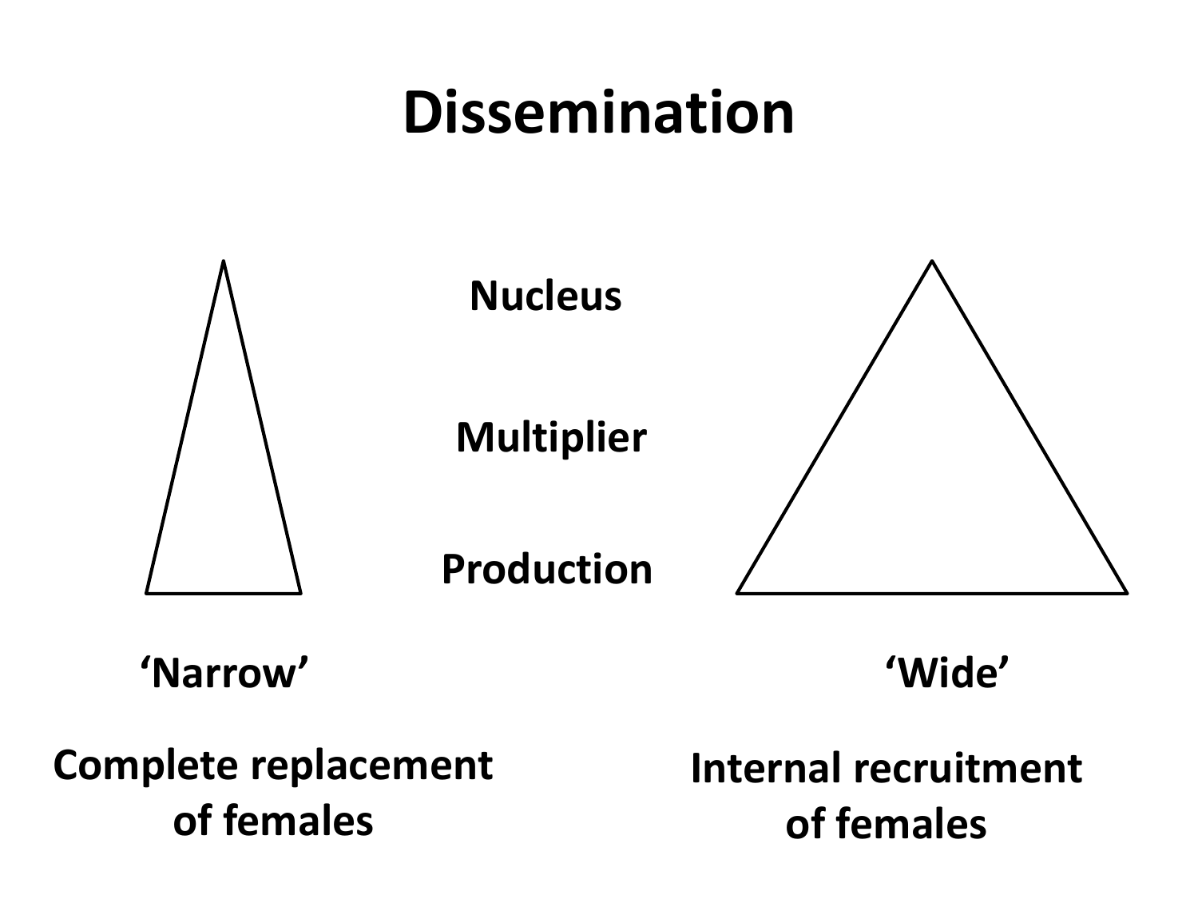# Dissemination

Nucleus

Multiplier

Production

**'Narrow'**

**Complete replacement of females**

**'Wide'**

**Internal recruitment of females**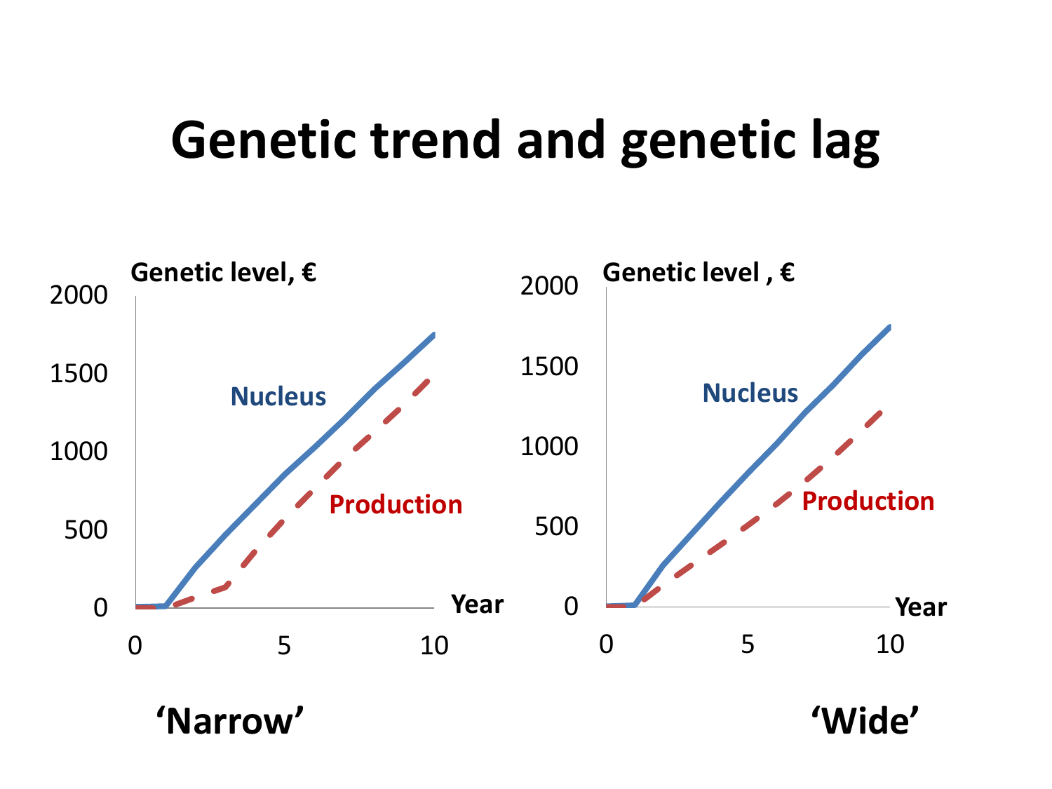# Genetic trend and genetic lag

Genetic level, €

2000

1500

1000

500

0

0 5 10

Year

Nucleus

Production

'Narrow'

Genetic level , €

2000

1500

1000

500

0

0 5 10

Year

Nucleus

Production

'Wide'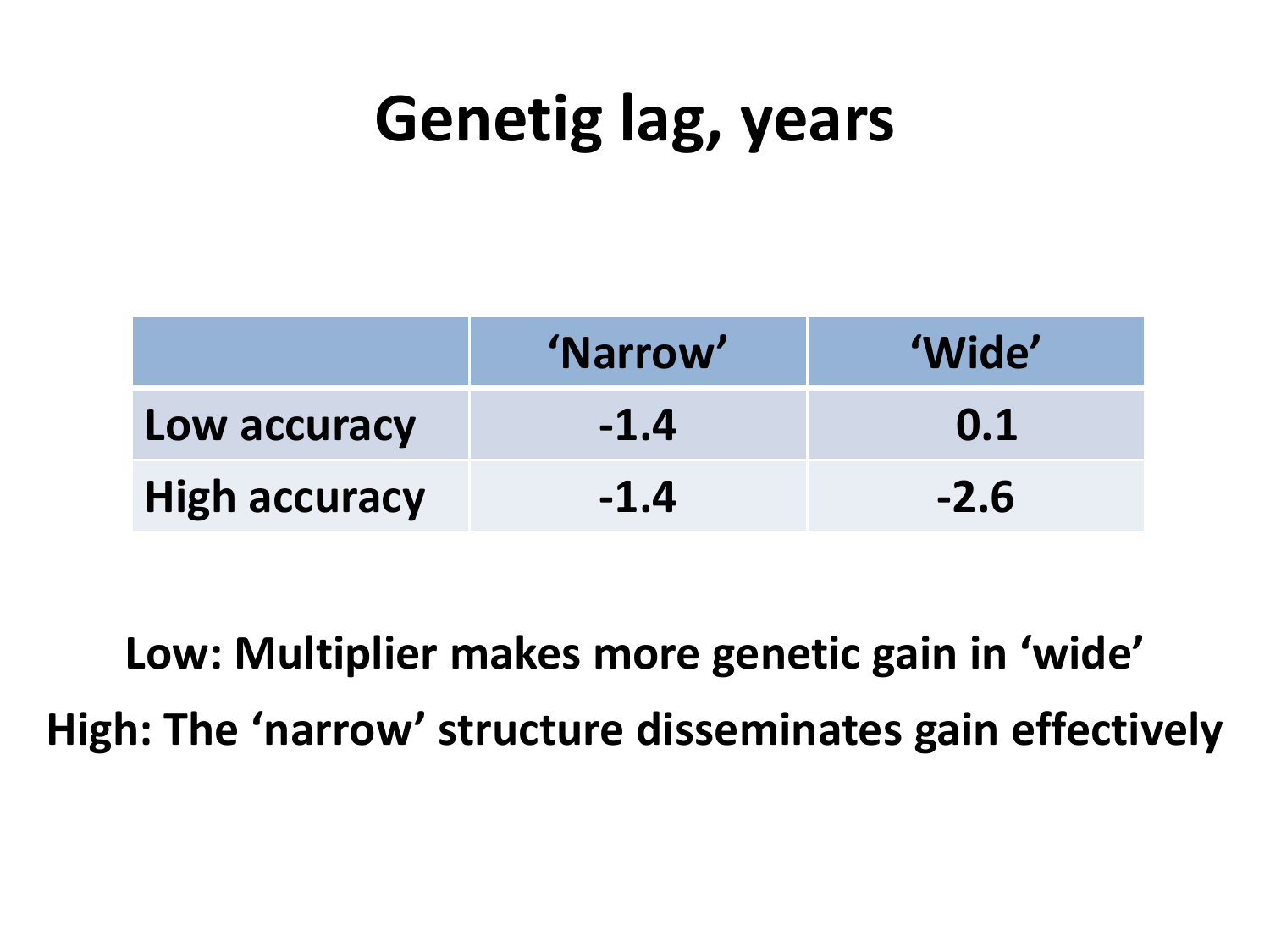# Genetig lag, years

| | 'Narrow' | 'Wide' |
|---|---|---|
| Low accuracy | -1.4 | 0.1 |
| High accuracy | -1.4 | -2.6 |

**Low: Multiplier makes more genetic gain in 'wide'**

**High: The 'narrow' structure disseminates gain effectively**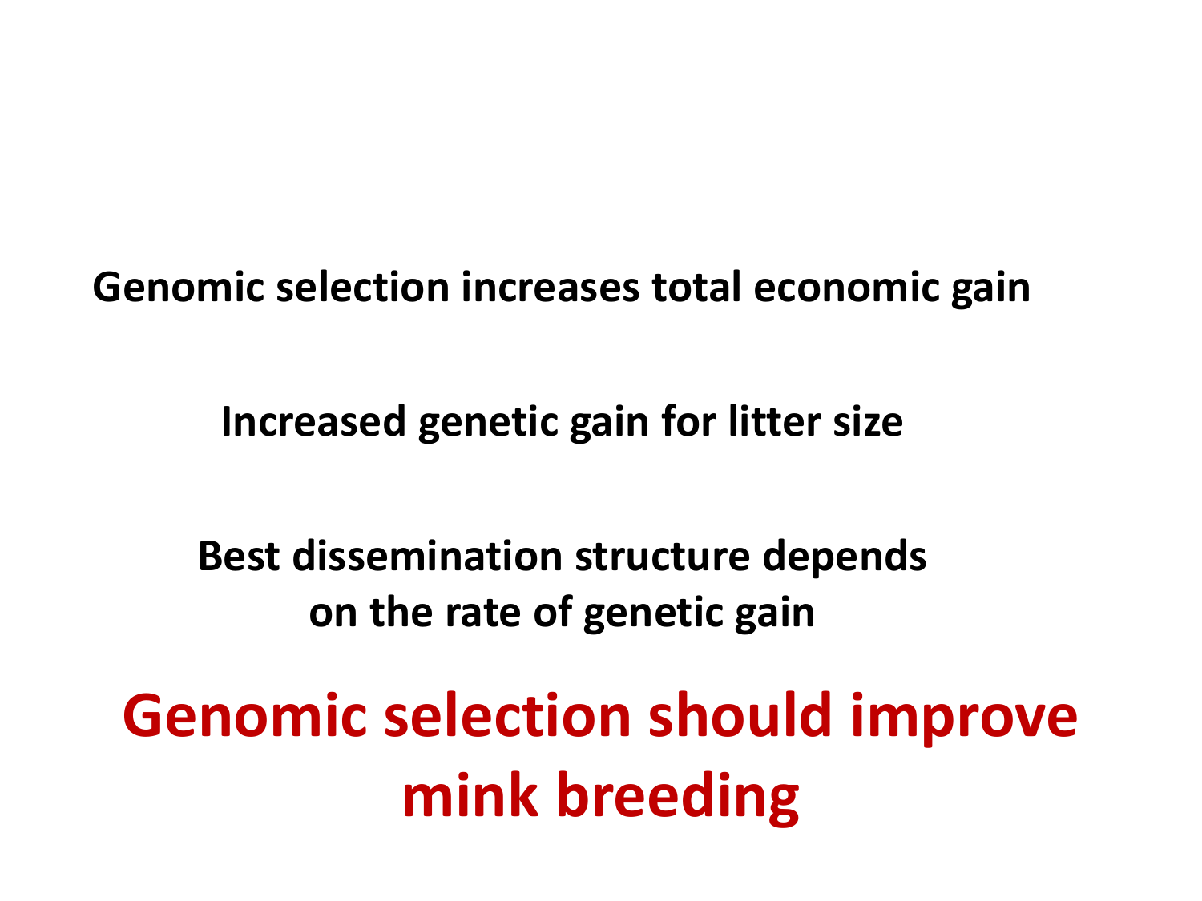**Genomic selection increases total economic gain**

**Increased genetic gain for litter size**

**Best dissemination structure depends on the rate of genetic gain**

## Genomic selection should improve mink breeding